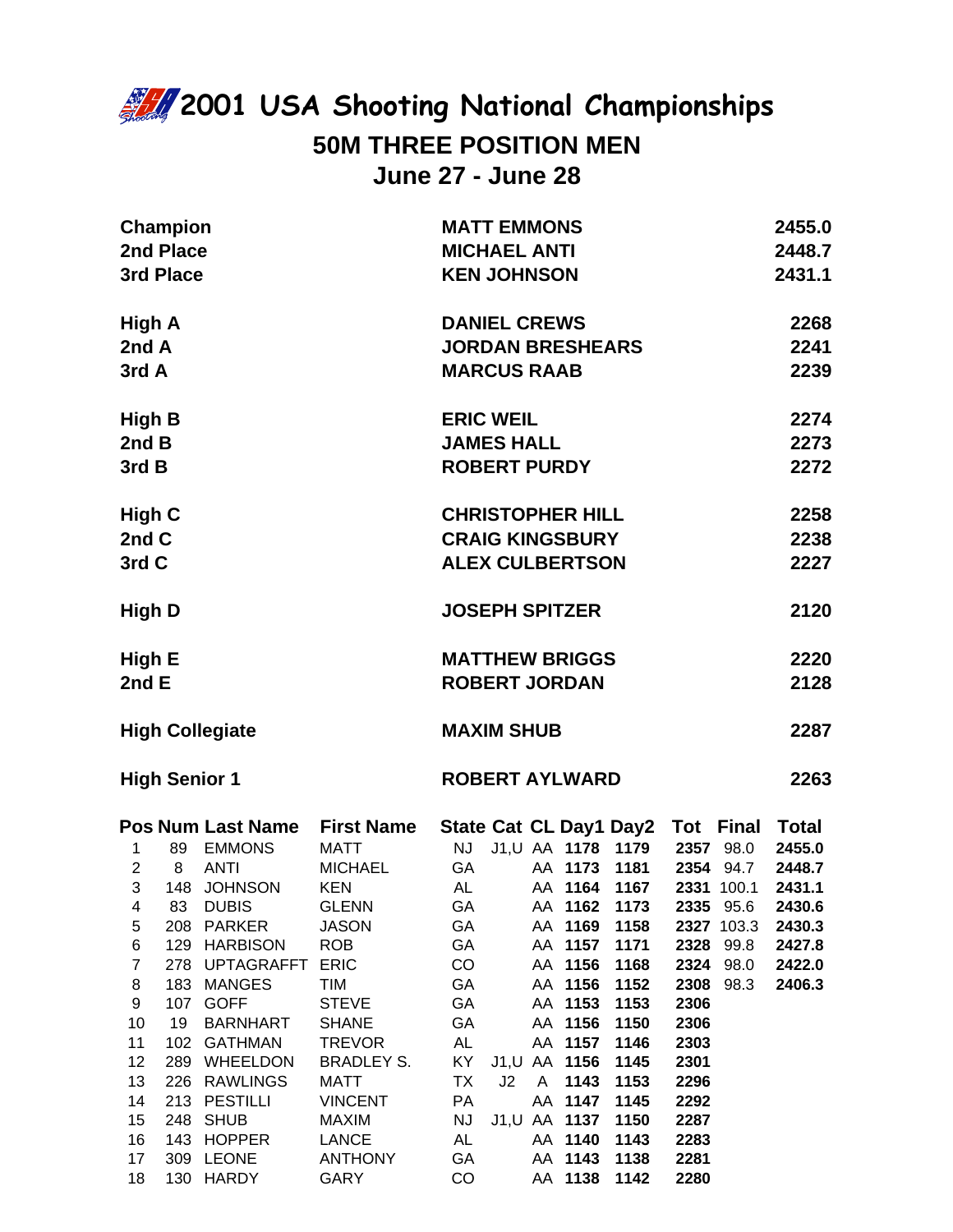# 2001 USA Shooting National Championships

## 50M THREE POSITION MEN

### June 27 - June 28

| | | |
|---|---|---|
| **Champion** | **MATT EMMONS** | **2455.0** |
| **2nd Place** | **MICHAEL ANTI** | **2448.7** |
| **3rd Place** | **KEN JOHNSON** | **2431.1** |
| **High A** | **DANIEL CREWS** | **2268** |
| **2nd A** | **JORDAN BRESHEARS** | **2241** |
| **3rd A** | **MARCUS RAAB** | **2239** |
| **High B** | **ERIC WEIL** | **2274** |
| **2nd B** | **JAMES HALL** | **2273** |
| **3rd B** | **ROBERT PURDY** | **2272** |
| **High C** | **CHRISTOPHER HILL** | **2258** |
| **2nd C** | **CRAIG KINGSBURY** | **2238** |
| **3rd C** | **ALEX CULBERTSON** | **2227** |
| **High D** | **JOSEPH SPITZER** | **2120** |
| **High E** | **MATTHEW BRIGGS** | **2220** |
| **2nd E** | **ROBERT JORDAN** | **2128** |
| **High Collegiate** | **MAXIM SHUB** | **2287** |
| **High Senior 1** | **ROBERT AYLWARD** | **2263** |

| Pos | Num | Last Name | First Name | State | Cat | CL | Day1 | Day2 | Tot | Final | Total |
|---|---|---|---|---|---|---|---|---|---|---|---|
| 1 | 89 | EMMONS | MATT | NJ | J1,U | AA | **1178** | **1179** | **2357** | 98.0 | **2455.0** |
| 2 | 8 | ANTI | MICHAEL | GA | | AA | **1173** | **1181** | **2354** | 94.7 | **2448.7** |
| 3 | 148 | JOHNSON | KEN | AL | | AA | **1164** | **1167** | **2331** | 100.1 | **2431.1** |
| 4 | 83 | DUBIS | GLENN | GA | | AA | **1162** | **1173** | **2335** | 95.6 | **2430.6** |
| 5 | 208 | PARKER | JASON | GA | | AA | **1169** | **1158** | **2327** | 103.3 | **2430.3** |
| 6 | 129 | HARBISON | ROB | GA | | AA | **1157** | **1171** | **2328** | 99.8 | **2427.8** |
| 7 | 278 | UPTAGRAFFT | ERIC | CO | | AA | **1156** | **1168** | **2324** | 98.0 | **2422.0** |
| 8 | 183 | MANGES | TIM | GA | | AA | **1156** | **1152** | **2308** | 98.3 | **2406.3** |
| 9 | 107 | GOFF | STEVE | GA | | AA | **1153** | **1153** | **2306** | | |
| 10 | 19 | BARNHART | SHANE | GA | | AA | **1156** | **1150** | **2306** | | |
| 11 | 102 | GATHMAN | TREVOR | AL | | AA | **1157** | **1146** | **2303** | | |
| 12 | 289 | WHEELDON | BRADLEY S. | KY | J1,U | AA | **1156** | **1145** | **2301** | | |
| 13 | 226 | RAWLINGS | MATT | TX | J2 | A | **1143** | **1153** | **2296** | | |
| 14 | 213 | PESTILLI | VINCENT | PA | | AA | **1147** | **1145** | **2292** | | |
| 15 | 248 | SHUB | MAXIM | NJ | J1,U | AA | **1137** | **1150** | **2287** | | |
| 16 | 143 | HOPPER | LANCE | AL | | AA | **1140** | **1143** | **2283** | | |
| 17 | 309 | LEONE | ANTHONY | GA | | AA | **1143** | **1138** | **2281** | | |
| 18 | 130 | HARDY | GARY | CO | | AA | **1138** | **1142** | **2280** | | |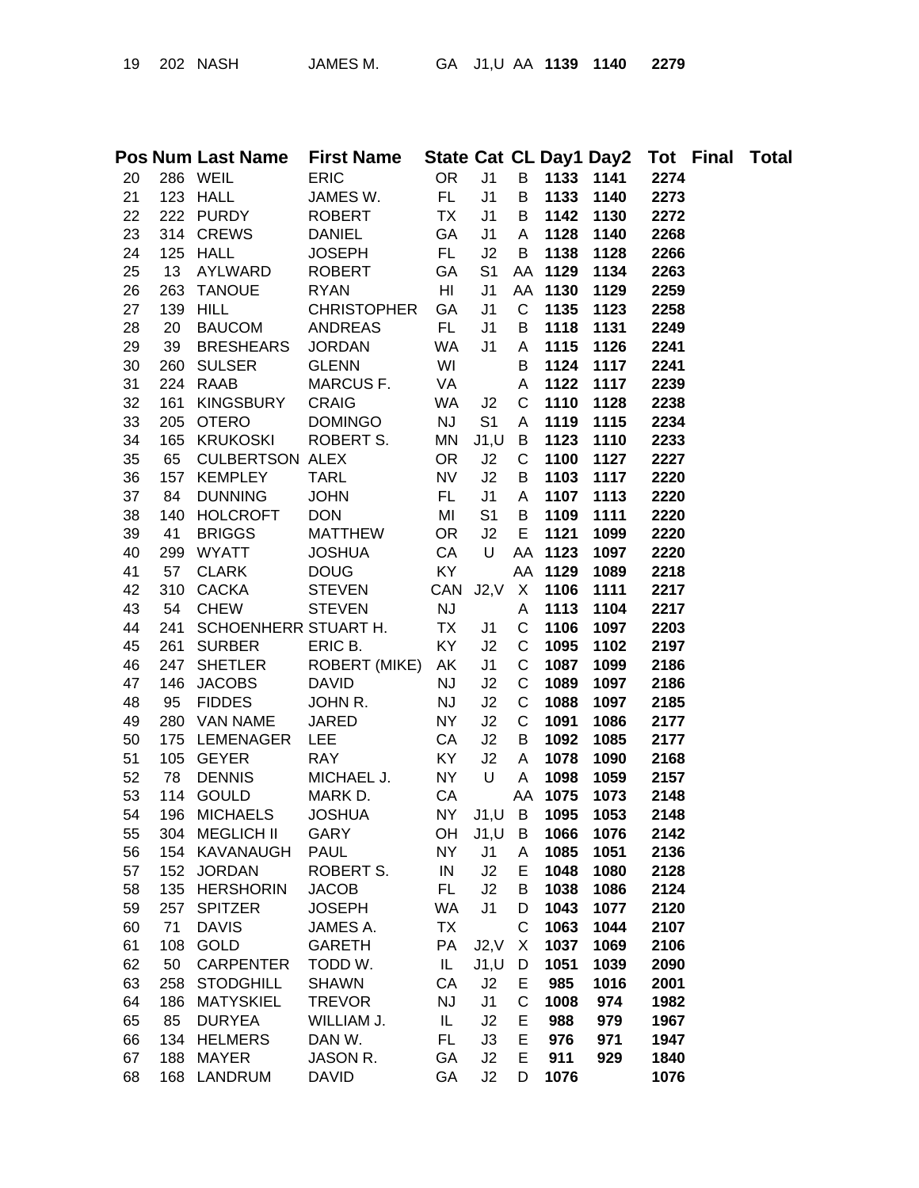| 19 | 202 | NASH | JAMES M. | GA | J1,U | AA | 1139 | 1140 | 2279 | | |
|---|---|---|---|---|---|---|---|---|---|---|---|

| Pos | Num | Last Name | First Name | State | Cat | CL | Day1 | Day2 | Tot | Final | Total |
|---|---|---|---|---|---|---|---|---|---|---|---|
| 20 | 286 | WEIL | ERIC | OR | J1 | B | 1133 | 1141 | 2274 | | |
| 21 | 123 | HALL | JAMES W. | FL | J1 | B | 1133 | 1140 | 2273 | | |
| 22 | 222 | PURDY | ROBERT | TX | J1 | B | 1142 | 1130 | 2272 | | |
| 23 | 314 | CREWS | DANIEL | GA | J1 | A | 1128 | 1140 | 2268 | | |
| 24 | 125 | HALL | JOSEPH | FL | J2 | B | 1138 | 1128 | 2266 | | |
| 25 | 13 | AYLWARD | ROBERT | GA | S1 | AA | 1129 | 1134 | 2263 | | |
| 26 | 263 | TANOUE | RYAN | HI | J1 | AA | 1130 | 1129 | 2259 | | |
| 27 | 139 | HILL | CHRISTOPHER | GA | J1 | C | 1135 | 1123 | 2258 | | |
| 28 | 20 | BAUCOM | ANDREAS | FL | J1 | B | 1118 | 1131 | 2249 | | |
| 29 | 39 | BRESHEARS | JORDAN | WA | J1 | A | 1115 | 1126 | 2241 | | |
| 30 | 260 | SULSER | GLENN | WI | | B | 1124 | 1117 | 2241 | | |
| 31 | 224 | RAAB | MARCUS F. | VA | | A | 1122 | 1117 | 2239 | | |
| 32 | 161 | KINGSBURY | CRAIG | WA | J2 | C | 1110 | 1128 | 2238 | | |
| 33 | 205 | OTERO | DOMINGO | NJ | S1 | A | 1119 | 1115 | 2234 | | |
| 34 | 165 | KRUKOSKI | ROBERT S. | MN | J1,U | B | 1123 | 1110 | 2233 | | |
| 35 | 65 | CULBERTSON | ALEX | OR | J2 | C | 1100 | 1127 | 2227 | | |
| 36 | 157 | KEMPLEY | TARL | NV | J2 | B | 1103 | 1117 | 2220 | | |
| 37 | 84 | DUNNING | JOHN | FL | J1 | A | 1107 | 1113 | 2220 | | |
| 38 | 140 | HOLCROFT | DON | MI | S1 | B | 1109 | 1111 | 2220 | | |
| 39 | 41 | BRIGGS | MATTHEW | OR | J2 | E | 1121 | 1099 | 2220 | | |
| 40 | 299 | WYATT | JOSHUA | CA | U | AA | 1123 | 1097 | 2220 | | |
| 41 | 57 | CLARK | DOUG | KY | | AA | 1129 | 1089 | 2218 | | |
| 42 | 310 | CACKA | STEVEN | CAN | J2,V | X | 1106 | 1111 | 2217 | | |
| 43 | 54 | CHEW | STEVEN | NJ | | A | 1113 | 1104 | 2217 | | |
| 44 | 241 | SCHOENHERR | STUART H. | TX | J1 | C | 1106 | 1097 | 2203 | | |
| 45 | 261 | SURBER | ERIC B. | KY | J2 | C | 1095 | 1102 | 2197 | | |
| 46 | 247 | SHETLER | ROBERT (MIKE) | AK | J1 | C | 1087 | 1099 | 2186 | | |
| 47 | 146 | JACOBS | DAVID | NJ | J2 | C | 1089 | 1097 | 2186 | | |
| 48 | 95 | FIDDES | JOHN R. | NJ | J2 | C | 1088 | 1097 | 2185 | | |
| 49 | 280 | VAN NAME | JARED | NY | J2 | C | 1091 | 1086 | 2177 | | |
| 50 | 175 | LEMENAGER | LEE | CA | J2 | B | 1092 | 1085 | 2177 | | |
| 51 | 105 | GEYER | RAY | KY | J2 | A | 1078 | 1090 | 2168 | | |
| 52 | 78 | DENNIS | MICHAEL J. | NY | U | A | 1098 | 1059 | 2157 | | |
| 53 | 114 | GOULD | MARK D. | CA | | AA | 1075 | 1073 | 2148 | | |
| 54 | 196 | MICHAELS | JOSHUA | NY | J1,U | B | 1095 | 1053 | 2148 | | |
| 55 | 304 | MEGLICH II | GARY | OH | J1,U | B | 1066 | 1076 | 2142 | | |
| 56 | 154 | KAVANAUGH | PAUL | NY | J1 | A | 1085 | 1051 | 2136 | | |
| 57 | 152 | JORDAN | ROBERT S. | IN | J2 | E | 1048 | 1080 | 2128 | | |
| 58 | 135 | HERSHORIN | JACOB | FL | J2 | B | 1038 | 1086 | 2124 | | |
| 59 | 257 | SPITZER | JOSEPH | WA | J1 | D | 1043 | 1077 | 2120 | | |
| 60 | 71 | DAVIS | JAMES A. | TX | | C | 1063 | 1044 | 2107 | | |
| 61 | 108 | GOLD | GARETH | PA | J2,V | X | 1037 | 1069 | 2106 | | |
| 62 | 50 | CARPENTER | TODD W. | IL | J1,U | D | 1051 | 1039 | 2090 | | |
| 63 | 258 | STODGHILL | SHAWN | CA | J2 | E | 985 | 1016 | 2001 | | |
| 64 | 186 | MATYSKIEL | TREVOR | NJ | J1 | C | 1008 | 974 | 1982 | | |
| 65 | 85 | DURYEA | WILLIAM J. | IL | J2 | E | 988 | 979 | 1967 | | |
| 66 | 134 | HELMERS | DAN W. | FL | J3 | E | 976 | 971 | 1947 | | |
| 67 | 188 | MAYER | JASON R. | GA | J2 | E | 911 | 929 | 1840 | | |
| 68 | 168 | LANDRUM | DAVID | GA | J2 | D | 1076 | | 1076 | | |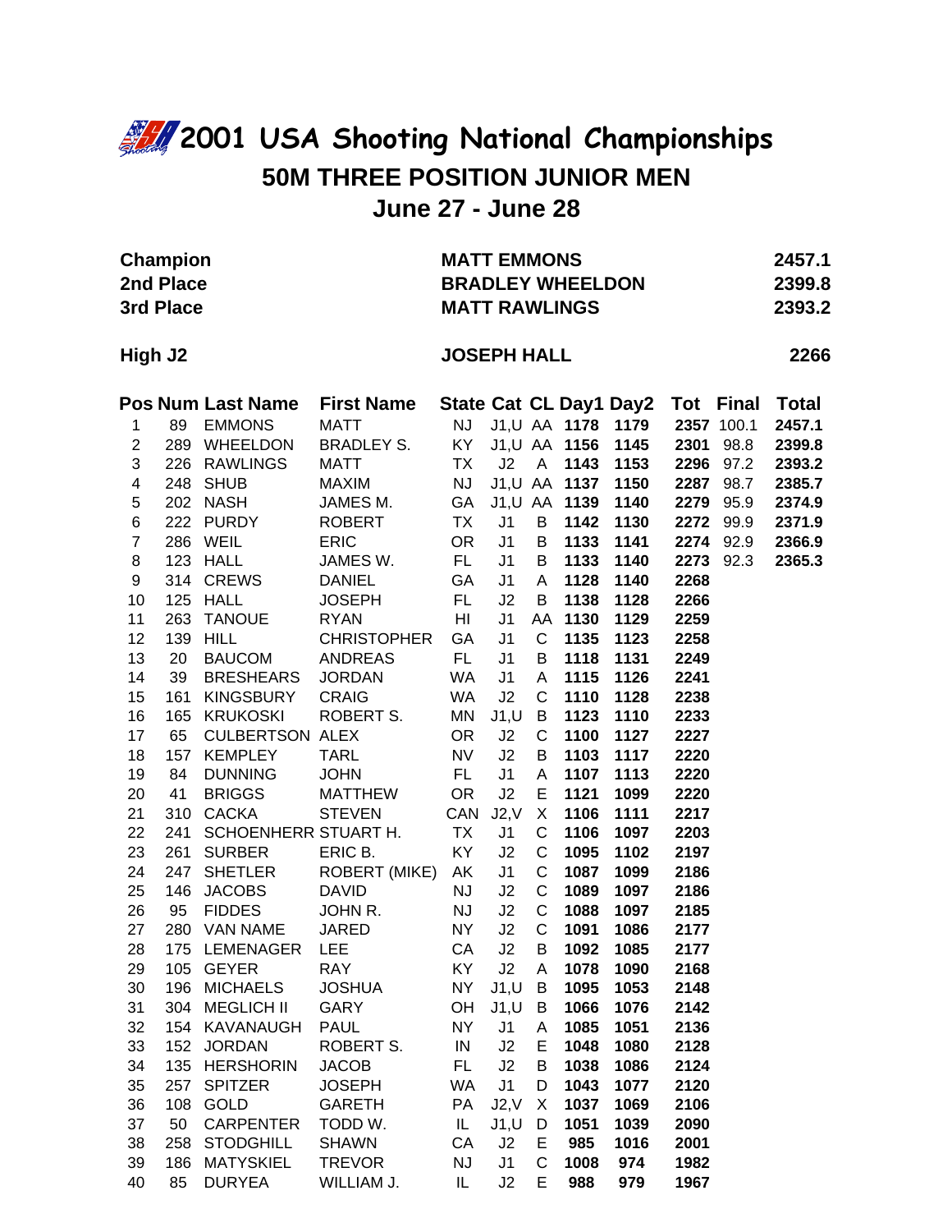# 2001 USA Shooting National Championships

## 50M THREE POSITION JUNIOR MEN

## June 27 - June 28

| | | |
|---|---|---|
| **Champion** | **MATT EMMONS** | **2457.1** |
| **2nd Place** | **BRADLEY WHEELDON** | **2399.8** |
| **3rd Place** | **MATT RAWLINGS** | **2393.2** |
| **High J2** | **JOSEPH HALL** | **2266** |

| Pos | Num | Last Name | First Name | State | Cat | CL | Day1 | Day2 | Tot | Final | Total |
|---|---|---|---|---|---|---|---|---|---|---|---|
| 1 | 89 | EMMONS | MATT | NJ | J1,U | AA | 1178 | 1179 | 2357 | 100.1 | 2457.1 |
| 2 | 289 | WHEELDON | BRADLEY S. | KY | J1,U | AA | 1156 | 1145 | 2301 | 98.8 | 2399.8 |
| 3 | 226 | RAWLINGS | MATT | TX | J2 | A | 1143 | 1153 | 2296 | 97.2 | 2393.2 |
| 4 | 248 | SHUB | MAXIM | NJ | J1,U | AA | 1137 | 1150 | 2287 | 98.7 | 2385.7 |
| 5 | 202 | NASH | JAMES M. | GA | J1,U | AA | 1139 | 1140 | 2279 | 95.9 | 2374.9 |
| 6 | 222 | PURDY | ROBERT | TX | J1 | B | 1142 | 1130 | 2272 | 99.9 | 2371.9 |
| 7 | 286 | WEIL | ERIC | OR | J1 | B | 1133 | 1141 | 2274 | 92.9 | 2366.9 |
| 8 | 123 | HALL | JAMES W. | FL | J1 | B | 1133 | 1140 | 2273 | 92.3 | 2365.3 |
| 9 | 314 | CREWS | DANIEL | GA | J1 | A | 1128 | 1140 | 2268 | | |
| 10 | 125 | HALL | JOSEPH | FL | J2 | B | 1138 | 1128 | 2266 | | |
| 11 | 263 | TANOUE | RYAN | HI | J1 | AA | 1130 | 1129 | 2259 | | |
| 12 | 139 | HILL | CHRISTOPHER | GA | J1 | C | 1135 | 1123 | 2258 | | |
| 13 | 20 | BAUCOM | ANDREAS | FL | J1 | B | 1118 | 1131 | 2249 | | |
| 14 | 39 | BRESHEARS | JORDAN | WA | J1 | A | 1115 | 1126 | 2241 | | |
| 15 | 161 | KINGSBURY | CRAIG | WA | J2 | C | 1110 | 1128 | 2238 | | |
| 16 | 165 | KRUKOSKI | ROBERT S. | MN | J1,U | B | 1123 | 1110 | 2233 | | |
| 17 | 65 | CULBERTSON | ALEX | OR | J2 | C | 1100 | 1127 | 2227 | | |
| 18 | 157 | KEMPLEY | TARL | NV | J2 | B | 1103 | 1117 | 2220 | | |
| 19 | 84 | DUNNING | JOHN | FL | J1 | A | 1107 | 1113 | 2220 | | |
| 20 | 41 | BRIGGS | MATTHEW | OR | J2 | E | 1121 | 1099 | 2220 | | |
| 21 | 310 | CACKA | STEVEN | CAN | J2,V | X | 1106 | 1111 | 2217 | | |
| 22 | 241 | SCHOENHERR | STUART H. | TX | J1 | C | 1106 | 1097 | 2203 | | |
| 23 | 261 | SURBER | ERIC B. | KY | J2 | C | 1095 | 1102 | 2197 | | |
| 24 | 247 | SHETLER | ROBERT (MIKE) | AK | J1 | C | 1087 | 1099 | 2186 | | |
| 25 | 146 | JACOBS | DAVID | NJ | J2 | C | 1089 | 1097 | 2186 | | |
| 26 | 95 | FIDDES | JOHN R. | NJ | J2 | C | 1088 | 1097 | 2185 | | |
| 27 | 280 | VAN NAME | JARED | NY | J2 | C | 1091 | 1086 | 2177 | | |
| 28 | 175 | LEMENAGER | LEE | CA | J2 | B | 1092 | 1085 | 2177 | | |
| 29 | 105 | GEYER | RAY | KY | J2 | A | 1078 | 1090 | 2168 | | |
| 30 | 196 | MICHAELS | JOSHUA | NY | J1,U | B | 1095 | 1053 | 2148 | | |
| 31 | 304 | MEGLICH II | GARY | OH | J1,U | B | 1066 | 1076 | 2142 | | |
| 32 | 154 | KAVANAUGH | PAUL | NY | J1 | A | 1085 | 1051 | 2136 | | |
| 33 | 152 | JORDAN | ROBERT S. | IN | J2 | E | 1048 | 1080 | 2128 | | |
| 34 | 135 | HERSHORIN | JACOB | FL | J2 | B | 1038 | 1086 | 2124 | | |
| 35 | 257 | SPITZER | JOSEPH | WA | J1 | D | 1043 | 1077 | 2120 | | |
| 36 | 108 | GOLD | GARETH | PA | J2,V | X | 1037 | 1069 | 2106 | | |
| 37 | 50 | CARPENTER | TODD W. | IL | J1,U | D | 1051 | 1039 | 2090 | | |
| 38 | 258 | STODGHILL | SHAWN | CA | J2 | E | 985 | 1016 | 2001 | | |
| 39 | 186 | MATYSKIEL | TREVOR | NJ | J1 | C | 1008 | 974 | 1982 | | |
| 40 | 85 | DURYEA | WILLIAM J. | IL | J2 | E | 988 | 979 | 1967 | | |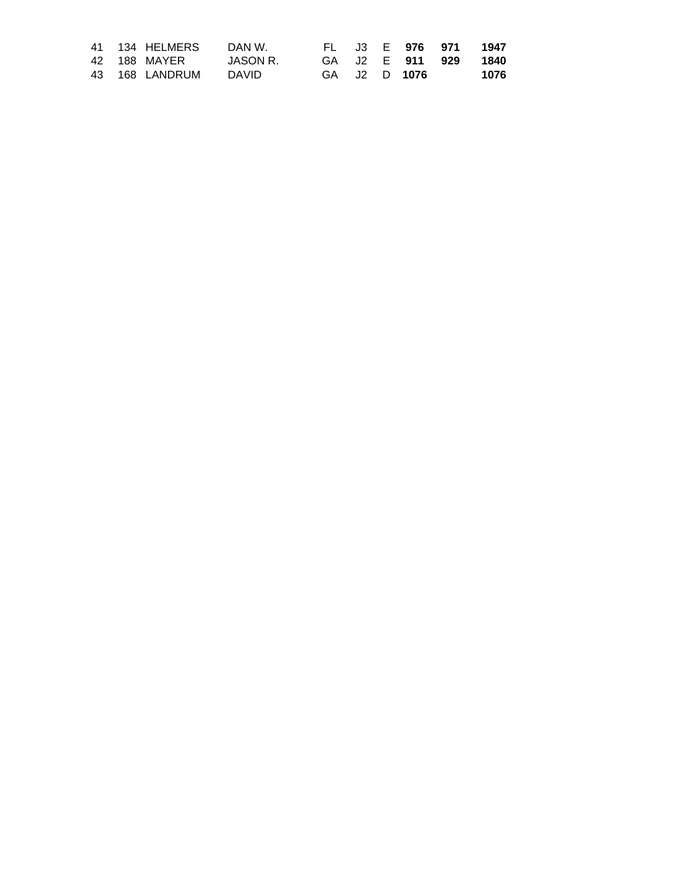| | | | | | | | | | |
|---|---|---|---|---|---|---|---|---|---|
| 41 | 134 | HELMERS | DAN W. | FL | J3 | E | **976** | **971** | **1947** |
| 42 | 188 | MAYER | JASON R. | GA | J2 | E | **911** | **929** | **1840** |
| 43 | 168 | LANDRUM | DAVID | GA | J2 | D | **1076** | | **1076** |